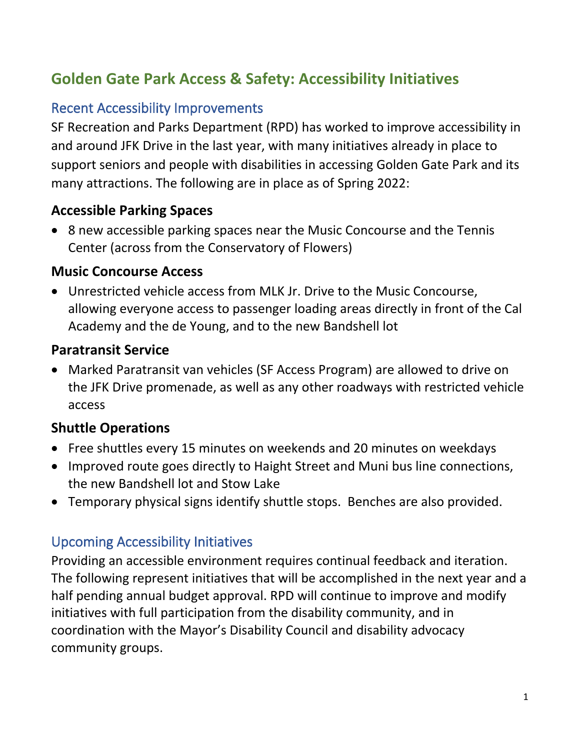# Golden Gate Park Access & Safety: Accessibility Initiatives

## Recent Accessibility Improvements

SF Recreation and Parks Department (RPD) has worked to improve accessibility in and around JFK Drive in the last year, with many initiatives already in place to support seniors and people with disabilities in accessing Golden Gate Park and its many attractions. The following are in place as of Spring 2022:

### Accessible Parking Spaces

- 8 new accessible parking spaces near the Music Concourse and the Tennis Center (across from the Conservatory of Flowers)

### Music Concourse Access

- Unrestricted vehicle access from MLK Jr. Drive to the Music Concourse, allowing everyone access to passenger loading areas directly in front of the Cal Academy and the de Young, and to the new Bandshell lot

### Paratransit Service

- Marked Paratransit van vehicles (SF Access Program) are allowed to drive on the JFK Drive promenade, as well as any other roadways with restricted vehicle access

### Shuttle Operations

- Free shuttles every 15 minutes on weekends and 20 minutes on weekdays
- Improved route goes directly to Haight Street and Muni bus line connections, the new Bandshell lot and Stow Lake
- Temporary physical signs identify shuttle stops. Benches are also provided.

## Upcoming Accessibility Initiatives

Providing an accessible environment requires continual feedback and iteration. The following represent initiatives that will be accomplished in the next year and a half pending annual budget approval. RPD will continue to improve and modify initiatives with full participation from the disability community, and in coordination with the Mayor's Disability Council and disability advocacy community groups.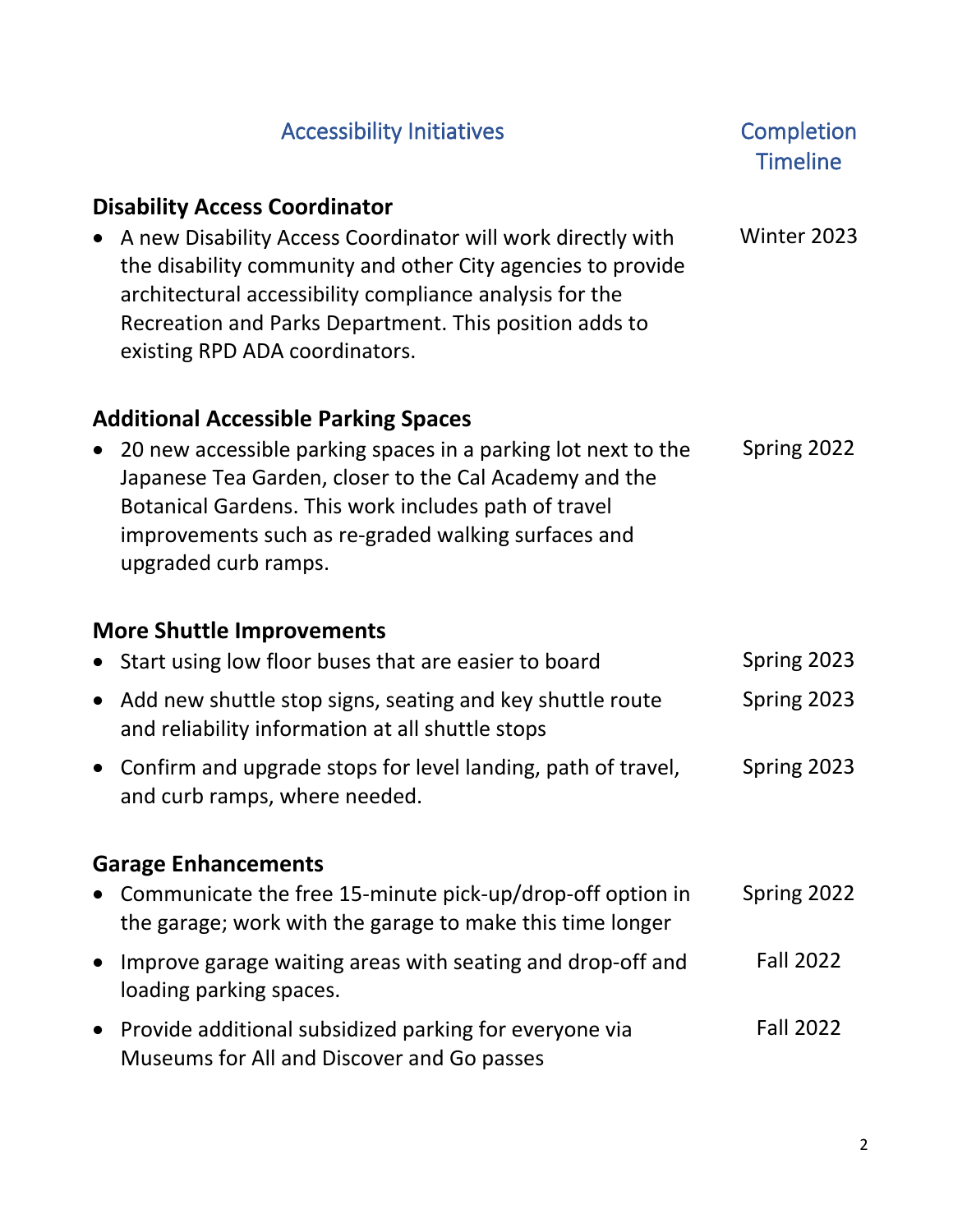| Accessibility Initiatives | Completion Timeline |
|---|---|
| **Disability Access Coordinator** | |
| • A new Disability Access Coordinator will work directly with the disability community and other City agencies to provide architectural accessibility compliance analysis for the Recreation and Parks Department. This position adds to existing RPD ADA coordinators. | Winter 2023 |
| **Additional Accessible Parking Spaces** | |
| • 20 new accessible parking spaces in a parking lot next to the Japanese Tea Garden, closer to the Cal Academy and the Botanical Gardens. This work includes path of travel improvements such as re-graded walking surfaces and upgraded curb ramps. | Spring 2022 |
| **More Shuttle Improvements** | |
| • Start using low floor buses that are easier to board | Spring 2023 |
| • Add new shuttle stop signs, seating and key shuttle route and reliability information at all shuttle stops | Spring 2023 |
| • Confirm and upgrade stops for level landing, path of travel, and curb ramps, where needed. | Spring 2023 |
| **Garage Enhancements** | |
| • Communicate the free 15-minute pick-up/drop-off option in the garage; work with the garage to make this time longer | Spring 2022 |
| • Improve garage waiting areas with seating and drop-off and loading parking spaces. | Fall 2022 |
| • Provide additional subsidized parking for everyone via Museums for All and Discover and Go passes | Fall 2022 |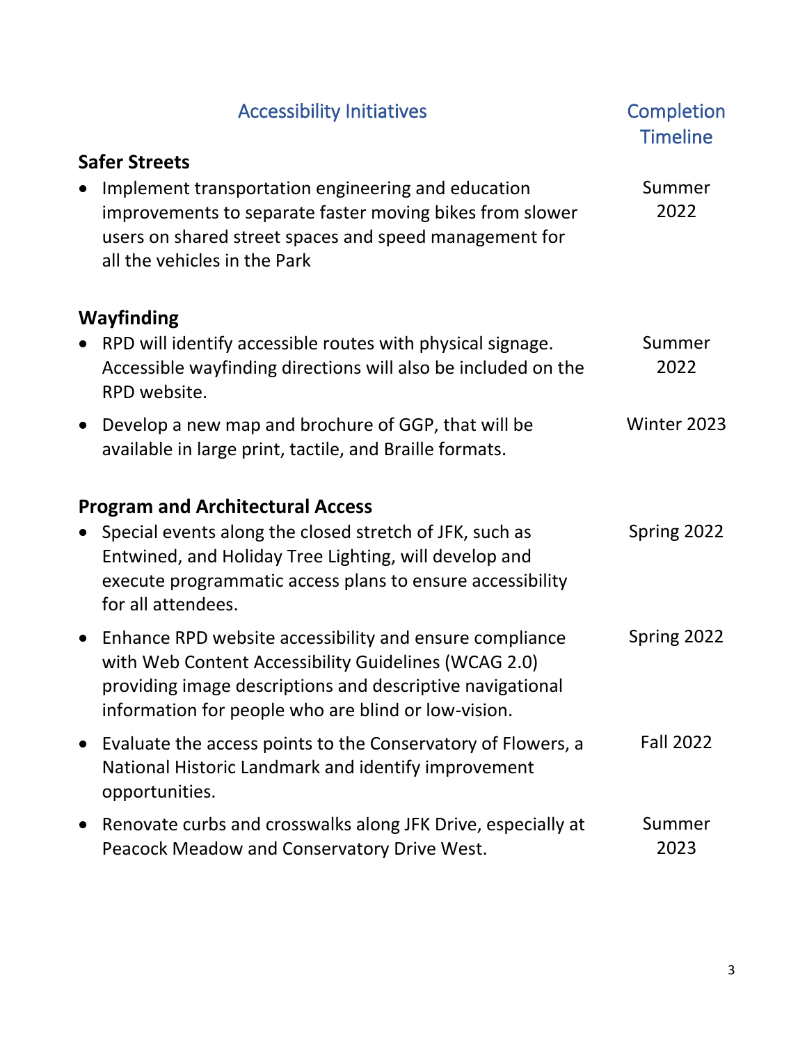| Accessibility Initiatives | Completion Timeline |
|---|---|
| **Safer Streets** | |
| • Implement transportation engineering and education improvements to separate faster moving bikes from slower users on shared street spaces and speed management for all the vehicles in the Park | Summer 2022 |
| **Wayfinding** | |
| • RPD will identify accessible routes with physical signage. Accessible wayfinding directions will also be included on the RPD website. | Summer 2022 |
| • Develop a new map and brochure of GGP, that will be available in large print, tactile, and Braille formats. | Winter 2023 |
| **Program and Architectural Access** | |
| • Special events along the closed stretch of JFK, such as Entwined, and Holiday Tree Lighting, will develop and execute programmatic access plans to ensure accessibility for all attendees. | Spring 2022 |
| • Enhance RPD website accessibility and ensure compliance with Web Content Accessibility Guidelines (WCAG 2.0) providing image descriptions and descriptive navigational information for people who are blind or low-vision. | Spring 2022 |
| • Evaluate the access points to the Conservatory of Flowers, a National Historic Landmark and identify improvement opportunities. | Fall 2022 |
| • Renovate curbs and crosswalks along JFK Drive, especially at Peacock Meadow and Conservatory Drive West. | Summer 2023 |